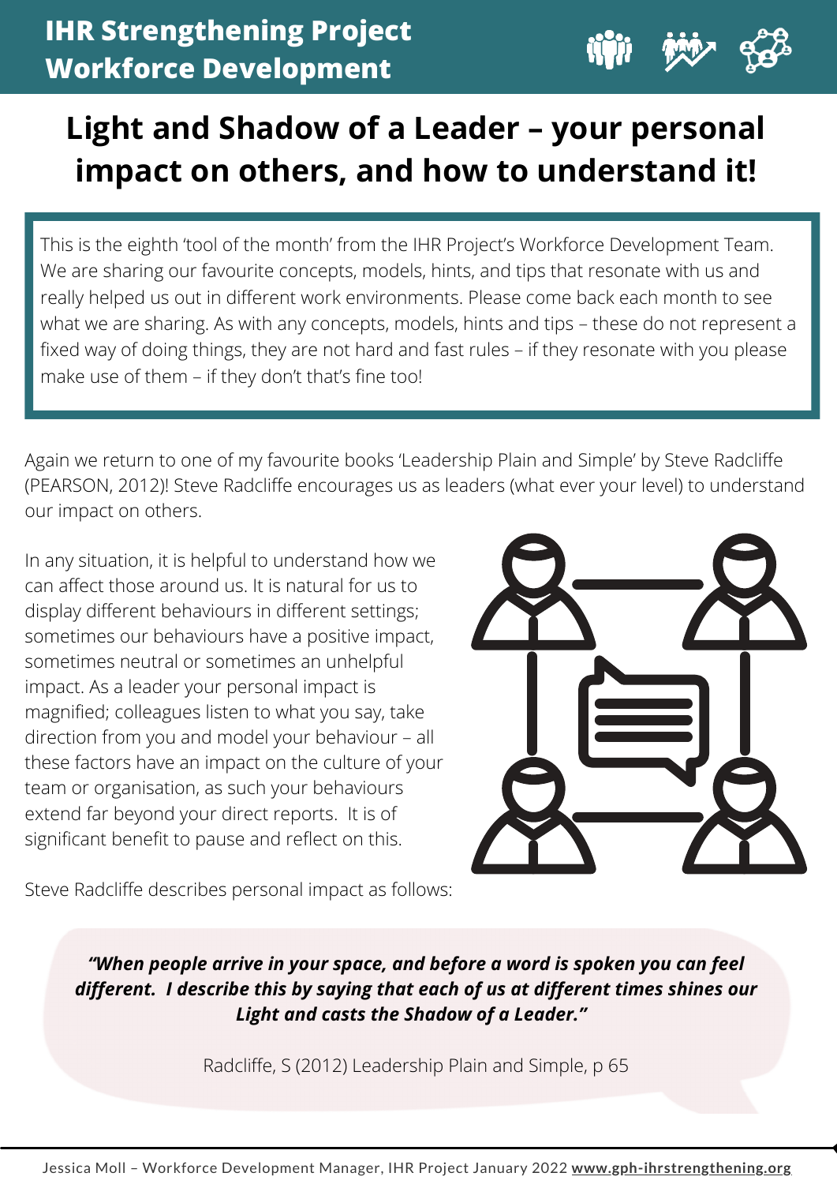**IHR Strengthening Project**
**Workforce Development**

# Light and Shadow of a Leader – your personal impact on others, and how to understand it!

This is the eighth 'tool of the month' from the IHR Project's Workforce Development Team. We are sharing our favourite concepts, models, hints, and tips that resonate with us and really helped us out in different work environments. Please come back each month to see what we are sharing. As with any concepts, models, hints and tips – these do not represent a fixed way of doing things, they are not hard and fast rules – if they resonate with you please make use of them – if they don't that's fine too!

Again we return to one of my favourite books 'Leadership Plain and Simple' by Steve Radcliffe (PEARSON, 2012)! Steve Radcliffe encourages us as leaders (what ever your level) to understand our impact on others.

In any situation, it is helpful to understand how we can affect those around us. It is natural for us to display different behaviours in different settings; sometimes our behaviours have a positive impact, sometimes neutral or sometimes an unhelpful impact. As a leader your personal impact is magnified; colleagues listen to what you say, take direction from you and model your behaviour – all these factors have an impact on the culture of your team or organisation, as such your behaviours extend far beyond your direct reports. It is of significant benefit to pause and reflect on this.

Steve Radcliffe describes personal impact as follows:

> ***"When people arrive in your space, and before a word is spoken you can feel different. I describe this by saying that each of us at different times shines our Light and casts the Shadow of a Leader."***
>
> Radcliffe, S (2012) Leadership Plain and Simple, p 65

Jessica Moll – Workforce Development Manager, IHR Project January 2022 **www.gph-ihrstrengthening.org**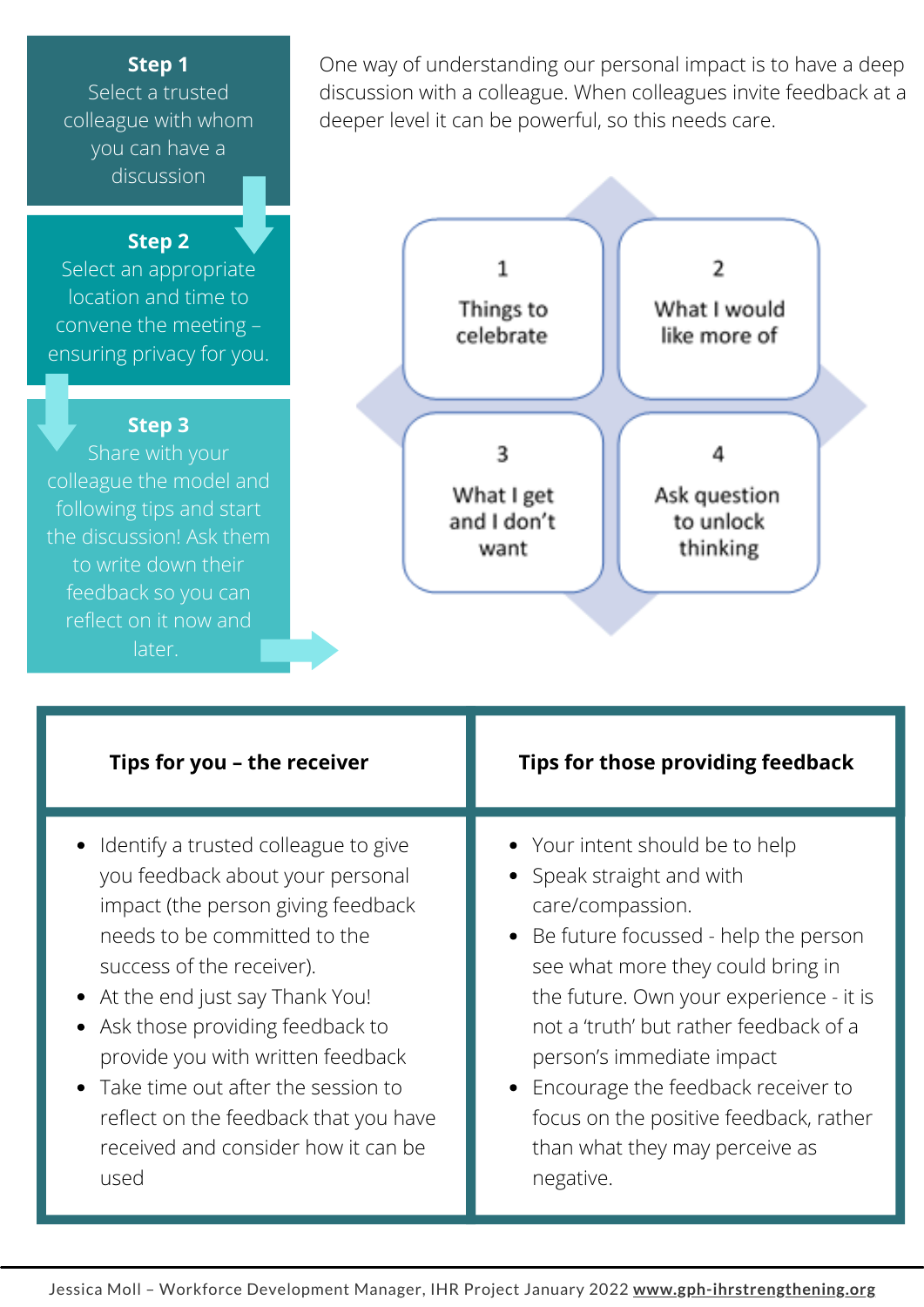**Step 1**
Select a trusted colleague with whom you can have a discussion

**Step 2**
Select an appropriate location and time to convene the meeting – ensuring privacy for you.

**Step 3**
Share with your colleague the model and following tips and start the discussion! Ask them to write down their feedback so you can reflect on it now and later.

One way of understanding our personal impact is to have a deep discussion with a colleague. When colleagues invite feedback at a deeper level it can be powerful, so this needs care.

| | |
|---|---|
| 1 Things to celebrate | 2 What I would like more of |
| 3 What I get and I don't want | 4 Ask question to unlock thinking |

| Tips for you – the receiver | Tips for those providing feedback |
|---|---|
| • Identify a trusted colleague to give you feedback about your personal impact (the person giving feedback needs to be committed to the success of the receiver).<br>• At the end just say Thank You!<br>• Ask those providing feedback to provide you with written feedback<br>• Take time out after the session to reflect on the feedback that you have received and consider how it can be used | • Your intent should be to help<br>• Speak straight and with care/compassion.<br>• Be future focussed - help the person see what more they could bring in the future. Own your experience - it is not a 'truth' but rather feedback of a person's immediate impact<br>• Encourage the feedback receiver to focus on the positive feedback, rather than what they may perceive as negative. |

Jessica Moll – Workforce Development Manager, IHR Project January 2022 **www.gph-ihrstrengthening.org**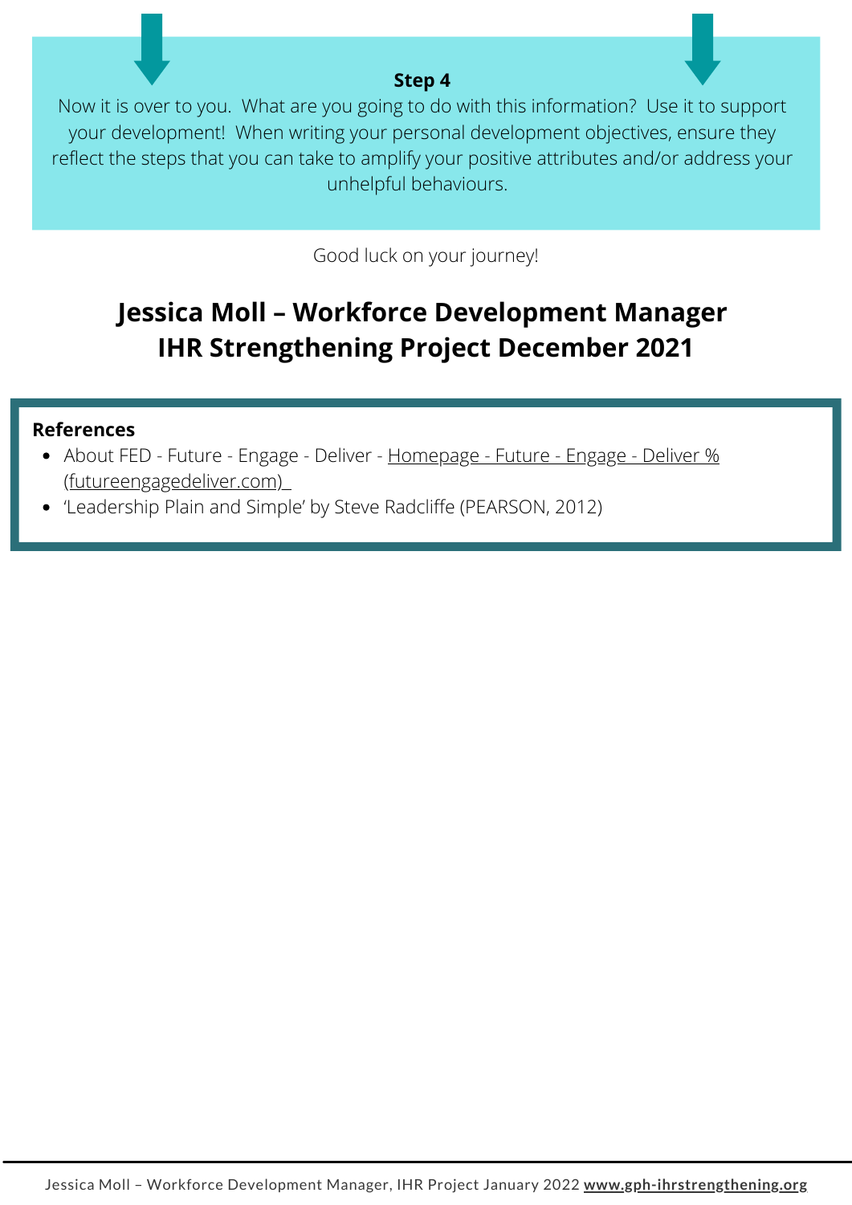**Step 4**

Now it is over to you. What are you going to do with this information? Use it to support your development! When writing your personal development objectives, ensure they reflect the steps that you can take to amplify your positive attributes and/or address your unhelpful behaviours.

Good luck on your journey!

## Jessica Moll – Workforce Development Manager
## IHR Strengthening Project December 2021

**References**

- About FED - Future - Engage - Deliver - Homepage - Future - Engage - Deliver % (futureengagedeliver.com)
- 'Leadership Plain and Simple' by Steve Radcliffe (PEARSON, 2012)